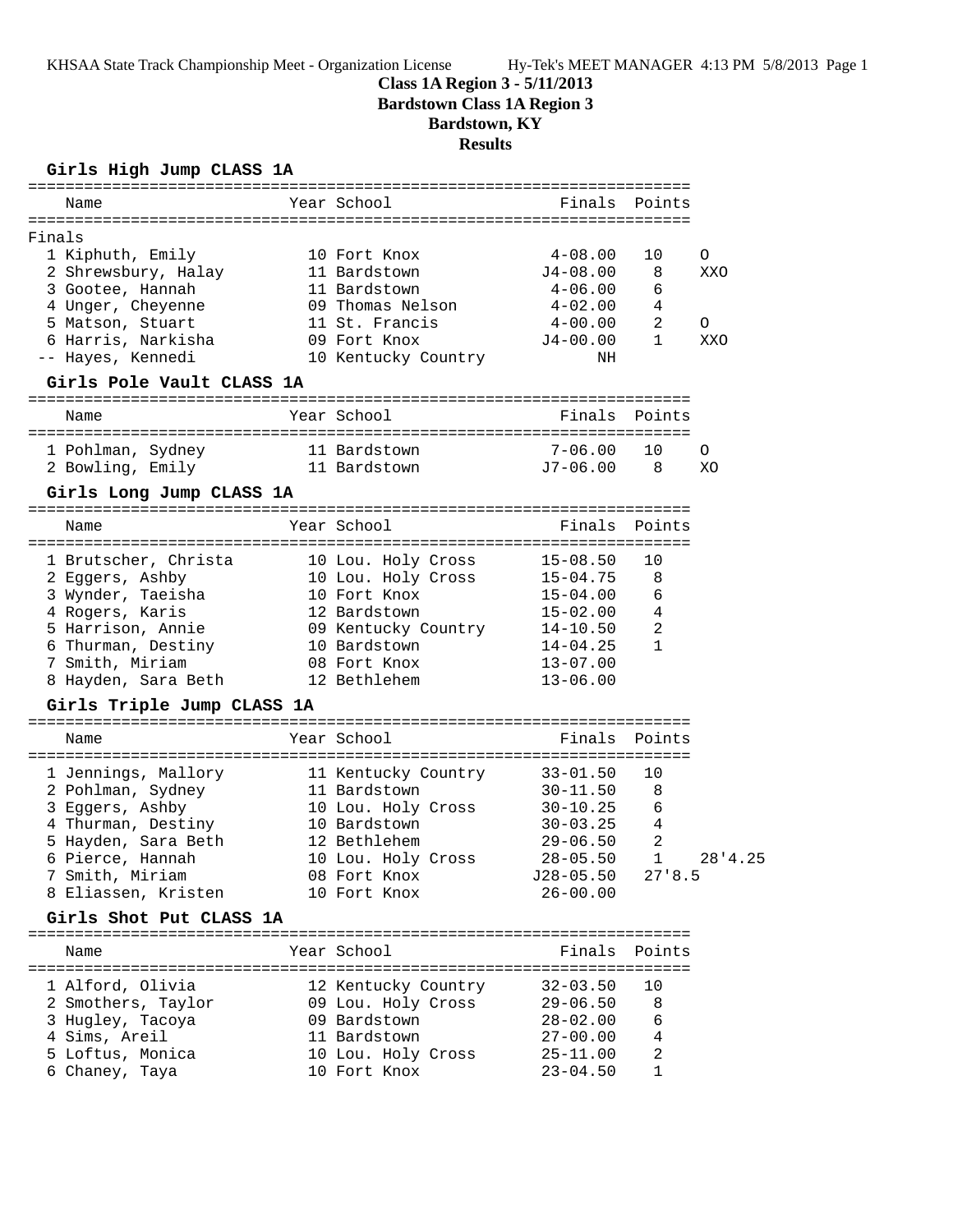# Class 1A Region 3 - 5/11/2013
## Bardstown Class 1A Region 3
## Bardstown, KY
## Results

### Girls High Jump CLASS 1A

Finals

| | Name | Year | School | Finals | Points | |
|---|---|---|---|---|---|---|
| 1 | Kiphuth, Emily | 10 | Fort Knox | 4-08.00 | 10 | O |
| 2 | Shrewsbury, Halay | 11 | Bardstown | J4-08.00 | 8 | XXO |
| 3 | Gootee, Hannah | 11 | Bardstown | 4-06.00 | 6 | |
| 4 | Unger, Cheyenne | 09 | Thomas Nelson | 4-02.00 | 4 | |
| 5 | Matson, Stuart | 11 | St. Francis | 4-00.00 | 2 | O |
| 6 | Harris, Narkisha | 09 | Fort Knox | J4-00.00 | 1 | XXO |
| -- | Hayes, Kennedi | 10 | Kentucky Country | NH | | |

### Girls Pole Vault CLASS 1A

| | Name | Year | School | Finals | Points | |
|---|---|---|---|---|---|---|
| 1 | Pohlman, Sydney | 11 | Bardstown | 7-06.00 | 10 | O |
| 2 | Bowling, Emily | 11 | Bardstown | J7-06.00 | 8 | XO |

### Girls Long Jump CLASS 1A

| | Name | Year | School | Finals | Points |
|---|---|---|---|---|---|
| 1 | Brutscher, Christa | 10 | Lou. Holy Cross | 15-08.50 | 10 |
| 2 | Eggers, Ashby | 10 | Lou. Holy Cross | 15-04.75 | 8 |
| 3 | Wynder, Taeisha | 10 | Fort Knox | 15-04.00 | 6 |
| 4 | Rogers, Karis | 12 | Bardstown | 15-02.00 | 4 |
| 5 | Harrison, Annie | 09 | Kentucky Country | 14-10.50 | 2 |
| 6 | Thurman, Destiny | 10 | Bardstown | 14-04.25 | 1 |
| 7 | Smith, Miriam | 08 | Fort Knox | 13-07.00 | |
| 8 | Hayden, Sara Beth | 12 | Bethlehem | 13-06.00 | |

### Girls Triple Jump CLASS 1A

| | Name | Year | School | Finals | Points | |
|---|---|---|---|---|---|---|
| 1 | Jennings, Mallory | 11 | Kentucky Country | 33-01.50 | 10 | |
| 2 | Pohlman, Sydney | 11 | Bardstown | 30-11.50 | 8 | |
| 3 | Eggers, Ashby | 10 | Lou. Holy Cross | 30-10.25 | 6 | |
| 4 | Thurman, Destiny | 10 | Bardstown | 30-03.25 | 4 | |
| 5 | Hayden, Sara Beth | 12 | Bethlehem | 29-06.50 | 2 | |
| 6 | Pierce, Hannah | 10 | Lou. Holy Cross | 28-05.50 | 1 | 28'4.25 |
| 7 | Smith, Miriam | 08 | Fort Knox | J28-05.50 | 27'8.5 | |
| 8 | Eliassen, Kristen | 10 | Fort Knox | 26-00.00 | | |

### Girls Shot Put CLASS 1A

| | Name | Year | School | Finals | Points |
|---|---|---|---|---|---|
| 1 | Alford, Olivia | 12 | Kentucky Country | 32-03.50 | 10 |
| 2 | Smothers, Taylor | 09 | Lou. Holy Cross | 29-06.50 | 8 |
| 3 | Hugley, Tacoya | 09 | Bardstown | 28-02.00 | 6 |
| 4 | Sims, Areil | 11 | Bardstown | 27-00.00 | 4 |
| 5 | Loftus, Monica | 10 | Lou. Holy Cross | 25-11.00 | 2 |
| 6 | Chaney, Taya | 10 | Fort Knox | 23-04.50 | 1 |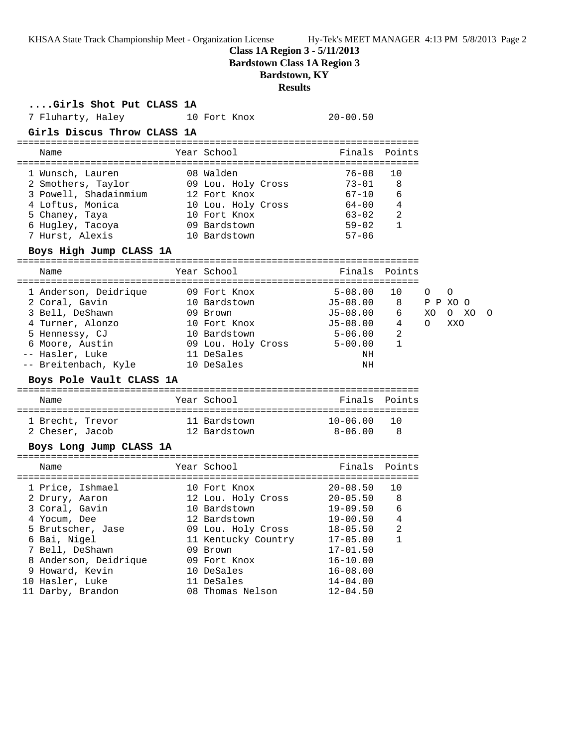## Class 1A Region 3 - 5/11/2013

## Bardstown Class 1A Region 3

## Bardstown, KY

## Results

### ....Girls Shot Put CLASS 1A

| Name | Year | School | Finals | Points |
|---|---|---|---|---|
| 7 Fluharty, Haley | 10 | Fort Knox | 20-00.50 | |

### Girls Discus Throw CLASS 1A

| Name | Year | School | Finals | Points |
|---|---|---|---|---|
| 1 Wunsch, Lauren | 08 | Walden | 76-08 | 10 |
| 2 Smothers, Taylor | 09 | Lou. Holy Cross | 73-01 | 8 |
| 3 Powell, Shadainmium | 12 | Fort Knox | 67-10 | 6 |
| 4 Loftus, Monica | 10 | Lou. Holy Cross | 64-00 | 4 |
| 5 Chaney, Taya | 10 | Fort Knox | 63-02 | 2 |
| 6 Hugley, Tacoya | 09 | Bardstown | 59-02 | 1 |
| 7 Hurst, Alexis | 10 | Bardstown | 57-06 | |

### Boys High Jump CLASS 1A

| Name | Year | School | Finals | Points | |
|---|---|---|---|---|---|
| 1 Anderson, Deidrique | 09 | Fort Knox | 5-08.00 | 10 | O O |
| 2 Coral, Gavin | 10 | Bardstown | J5-08.00 | 8 | P P XO O |
| 3 Bell, DeShawn | 09 | Brown | J5-08.00 | 6 | XO O XO O |
| 4 Turner, Alonzo | 10 | Fort Knox | J5-08.00 | 4 | O XXO |
| 5 Hennessy, CJ | 10 | Bardstown | 5-06.00 | 2 | |
| 6 Moore, Austin | 09 | Lou. Holy Cross | 5-00.00 | 1 | |
| -- Hasler, Luke | 11 | DeSales | NH | | |
| -- Breitenbach, Kyle | 10 | DeSales | NH | | |

### Boys Pole Vault CLASS 1A

| Name | Year | School | Finals | Points |
|---|---|---|---|---|
| 1 Brecht, Trevor | 11 | Bardstown | 10-06.00 | 10 |
| 2 Cheser, Jacob | 12 | Bardstown | 8-06.00 | 8 |

### Boys Long Jump CLASS 1A

| Name | Year | School | Finals | Points |
|---|---|---|---|---|
| 1 Price, Ishmael | 10 | Fort Knox | 20-08.50 | 10 |
| 2 Drury, Aaron | 12 | Lou. Holy Cross | 20-05.50 | 8 |
| 3 Coral, Gavin | 10 | Bardstown | 19-09.50 | 6 |
| 4 Yocum, Dee | 12 | Bardstown | 19-00.50 | 4 |
| 5 Brutscher, Jase | 09 | Lou. Holy Cross | 18-05.50 | 2 |
| 6 Bai, Nigel | 11 | Kentucky Country | 17-05.00 | 1 |
| 7 Bell, DeShawn | 09 | Brown | 17-01.50 | |
| 8 Anderson, Deidrique | 09 | Fort Knox | 16-10.00 | |
| 9 Howard, Kevin | 10 | DeSales | 16-08.00 | |
| 10 Hasler, Luke | 11 | DeSales | 14-04.00 | |
| 11 Darby, Brandon | 08 | Thomas Nelson | 12-04.50 | |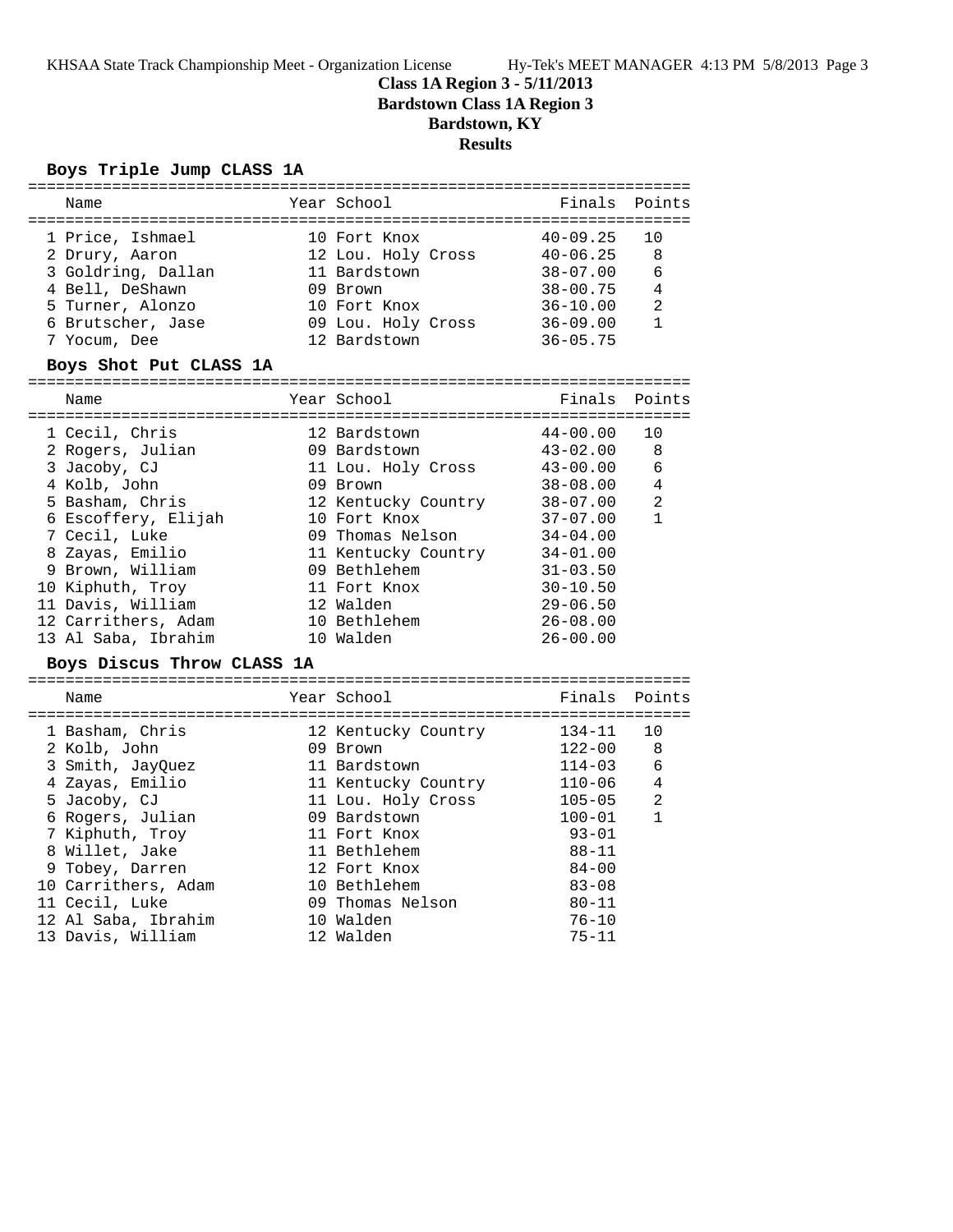# Class 1A Region 3 - 5/11/2013
## Bardstown Class 1A Region 3
## Bardstown, KY
## Results

### Boys Triple Jump CLASS 1A

| | Name | Year | School | Finals | Points |
|---|---|---|---|---|---|
| 1 | Price, Ishmael | 10 | Fort Knox | 40-09.25 | 10 |
| 2 | Drury, Aaron | 12 | Lou. Holy Cross | 40-06.25 | 8 |
| 3 | Goldring, Dallan | 11 | Bardstown | 38-07.00 | 6 |
| 4 | Bell, DeShawn | 09 | Brown | 38-00.75 | 4 |
| 5 | Turner, Alonzo | 10 | Fort Knox | 36-10.00 | 2 |
| 6 | Brutscher, Jase | 09 | Lou. Holy Cross | 36-09.00 | 1 |
| 7 | Yocum, Dee | 12 | Bardstown | 36-05.75 | |

### Boys Shot Put CLASS 1A

| | Name | Year | School | Finals | Points |
|---|---|---|---|---|---|
| 1 | Cecil, Chris | 12 | Bardstown | 44-00.00 | 10 |
| 2 | Rogers, Julian | 09 | Bardstown | 43-02.00 | 8 |
| 3 | Jacoby, CJ | 11 | Lou. Holy Cross | 43-00.00 | 6 |
| 4 | Kolb, John | 09 | Brown | 38-08.00 | 4 |
| 5 | Basham, Chris | 12 | Kentucky Country | 38-07.00 | 2 |
| 6 | Escoffery, Elijah | 10 | Fort Knox | 37-07.00 | 1 |
| 7 | Cecil, Luke | 09 | Thomas Nelson | 34-04.00 | |
| 8 | Zayas, Emilio | 11 | Kentucky Country | 34-01.00 | |
| 9 | Brown, William | 09 | Bethlehem | 31-03.50 | |
| 10 | Kiphuth, Troy | 11 | Fort Knox | 30-10.50 | |
| 11 | Davis, William | 12 | Walden | 29-06.50 | |
| 12 | Carrithers, Adam | 10 | Bethlehem | 26-08.00 | |
| 13 | Al Saba, Ibrahim | 10 | Walden | 26-00.00 | |

### Boys Discus Throw CLASS 1A

| | Name | Year | School | Finals | Points |
|---|---|---|---|---|---|
| 1 | Basham, Chris | 12 | Kentucky Country | 134-11 | 10 |
| 2 | Kolb, John | 09 | Brown | 122-00 | 8 |
| 3 | Smith, JayQuez | 11 | Bardstown | 114-03 | 6 |
| 4 | Zayas, Emilio | 11 | Kentucky Country | 110-06 | 4 |
| 5 | Jacoby, CJ | 11 | Lou. Holy Cross | 105-05 | 2 |
| 6 | Rogers, Julian | 09 | Bardstown | 100-01 | 1 |
| 7 | Kiphuth, Troy | 11 | Fort Knox | 93-01 | |
| 8 | Willet, Jake | 11 | Bethlehem | 88-11 | |
| 9 | Tobey, Darren | 12 | Fort Knox | 84-00 | |
| 10 | Carrithers, Adam | 10 | Bethlehem | 83-08 | |
| 11 | Cecil, Luke | 09 | Thomas Nelson | 80-11 | |
| 12 | Al Saba, Ibrahim | 10 | Walden | 76-10 | |
| 13 | Davis, William | 12 | Walden | 75-11 | |